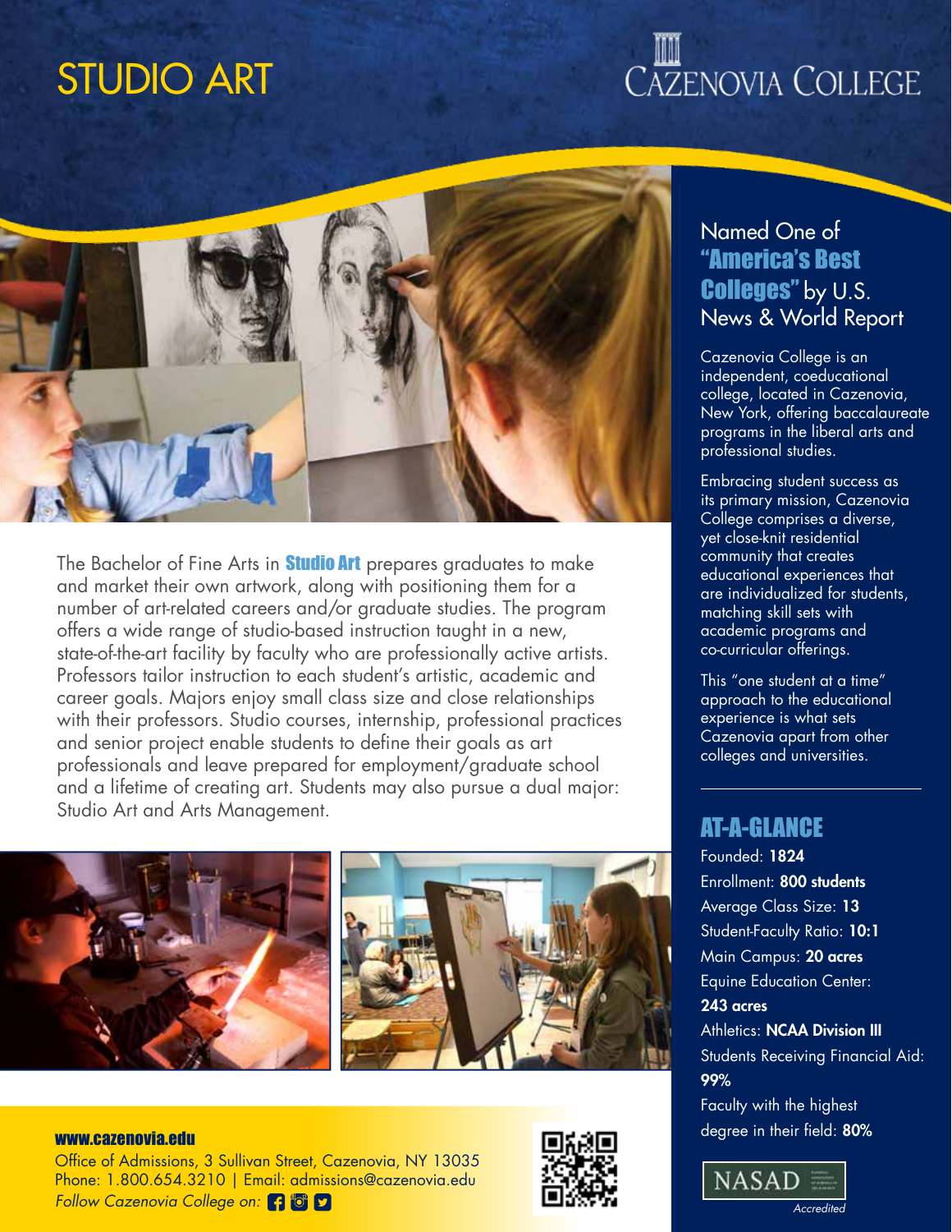# STUDIO ART

Cazenovia College

The Bachelor of Fine Arts in **Studio Art** prepares graduates to make and market their own artwork, along with positioning them for a number of art-related careers and/or graduate studies. The program offers a wide range of studio-based instruction taught in a new, state-of-the-art facility by faculty who are professionally active artists. Professors tailor instruction to each student's artistic, academic and career goals. Majors enjoy small class size and close relationships with their professors. Studio courses, internship, professional practices and senior project enable students to define their goals as art professionals and leave prepared for employment/graduate school and a lifetime of creating art. Students may also pursue a dual major: Studio Art and Arts Management.

## Named One of **"America's Best Colleges"** by U.S. News & World Report

Cazenovia College is an independent, coeducational college, located in Cazenovia, New York, offering baccalaureate programs in the liberal arts and professional studies.

Embracing student success as its primary mission, Cazenovia College comprises a diverse, yet close-knit residential community that creates educational experiences that are individualized for students, matching skill sets with academic programs and co-curricular offerings.

This "one student at a time" approach to the educational experience is what sets Cazenovia apart from other colleges and universities.

## AT-A-GLANCE

- Founded: **1824**
- Enrollment: **800 students**
- Average Class Size: **13**
- Student-Faculty Ratio: **10:1**
- Main Campus: **20 acres**
- Equine Education Center: **243 acres**
- Athletics: **NCAA Division III**
- Students Receiving Financial Aid: **99%**
- Faculty with the highest degree in their field: **80%**

NASAD *Accredited*

**www.cazenovia.edu**
Office of Admissions, 3 Sullivan Street, Cazenovia, NY 13035
Phone: 1.800.654.3210 | Email: admissions@cazenovia.edu
*Follow Cazenovia College on:*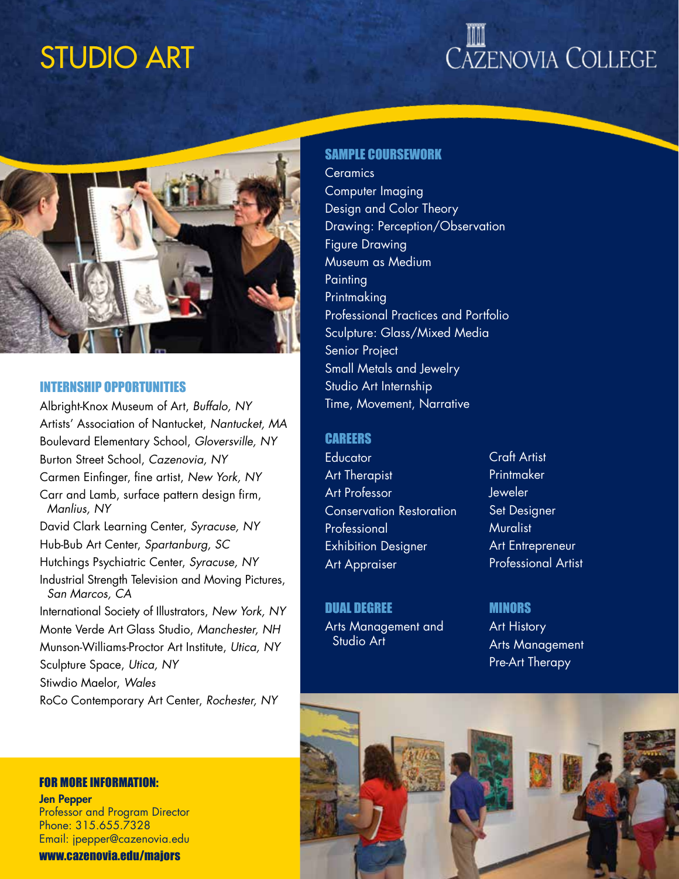# STUDIO ART

Cazenovia College

## SAMPLE COURSEWORK

Ceramics
Computer Imaging
Design and Color Theory
Drawing: Perception/Observation
Figure Drawing
Museum as Medium
Painting
Printmaking
Professional Practices and Portfolio
Sculpture: Glass/Mixed Media
Senior Project
Small Metals and Jewelry
Studio Art Internship
Time, Movement, Narrative

## INTERNSHIP OPPORTUNITIES

Albright-Knox Museum of Art, *Buffalo, NY*
Artists' Association of Nantucket, *Nantucket, MA*
Boulevard Elementary School, *Gloversville, NY*
Burton Street School, *Cazenovia, NY*
Carmen Einfinger, fine artist, *New York, NY*
Carr and Lamb, surface pattern design firm, *Manlius, NY*
David Clark Learning Center, *Syracuse, NY*
Hub-Bub Art Center, *Spartanburg, SC*
Hutchings Psychiatric Center, *Syracuse, NY*
Industrial Strength Television and Moving Pictures, *San Marcos, CA*
International Society of Illustrators, *New York, NY*
Monte Verde Art Glass Studio, *Manchester, NH*
Munson-Williams-Proctor Art Institute, *Utica, NY*
Sculpture Space, *Utica, NY*
Stiwdio Maelor, *Wales*
RoCo Contemporary Art Center, *Rochester, NY*

## CAREERS

Educator
Art Therapist
Art Professor
Conservation Restoration Professional
Exhibition Designer
Art Appraiser
Craft Artist
Printmaker
Jeweler
Set Designer
Muralist
Art Entrepreneur
Professional Artist

## DUAL DEGREE

Arts Management and Studio Art

## MINORS

Art History
Arts Management
Pre-Art Therapy

## FOR MORE INFORMATION:

**Jen Pepper**
Professor and Program Director
Phone: 315.655.7328
Email: jpepper@cazenovia.edu
**www.cazenovia.edu/majors**